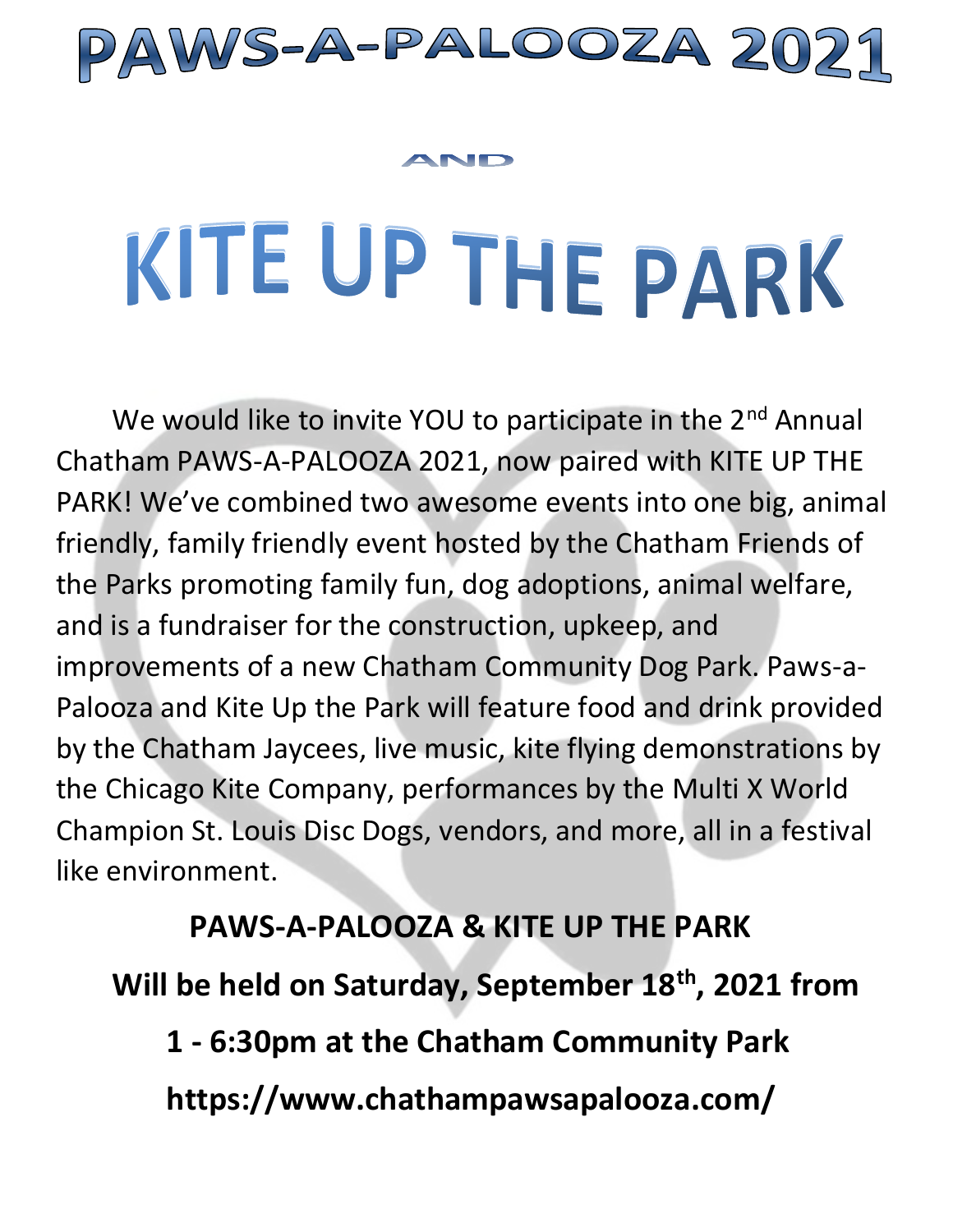# PAWS-A-PALOOZA 2021

AND

# KITE UP THE PARK

We would like to invite YOU to participate in the 2nd Annual Chatham PAWS-A-PALOOZA 2021, now paired with KITE UP THE PARK! We've combined two awesome events into one big, animal friendly, family friendly event hosted by the Chatham Friends of the Parks promoting family fun, dog adoptions, animal welfare, and is a fundraiser for the construction, upkeep, and improvements of a new Chatham Community Dog Park. Paws-a-Palooza and Kite Up the Park will feature food and drink provided by the Chatham Jaycees, live music, kite flying demonstrations by the Chicago Kite Company, performances by the Multi X World Champion St. Louis Disc Dogs, vendors, and more, all in a festival like environment.

**PAWS-A-PALOOZA & KITE UP THE PARK**

**Will be held on Saturday, September 18th, 2021 from**

**1 - 6:30pm at the Chatham Community Park**

**https://www.chathampawsapalooza.com/**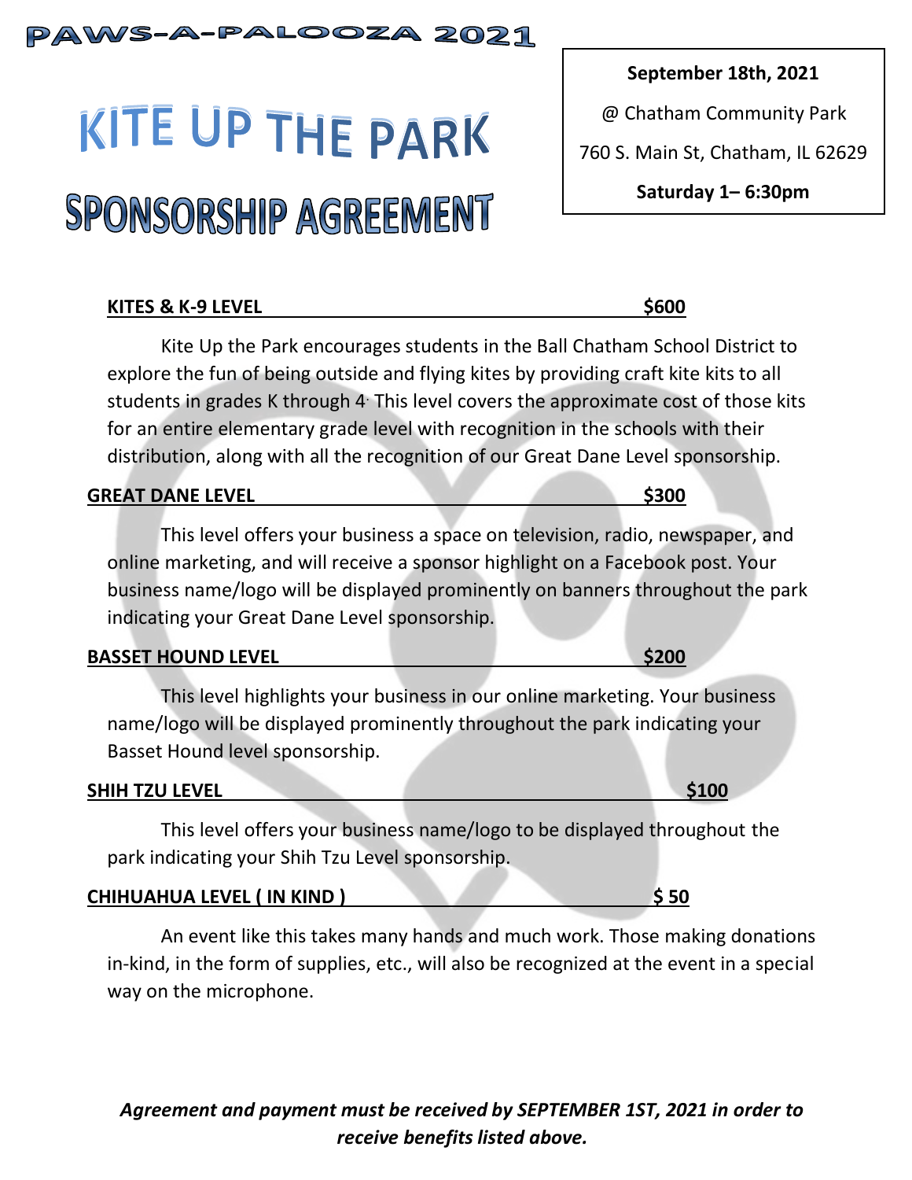# PAWS-A-PALOOZA 2021

# KITE UP THE PARK
# SPONSORSHIP AGREEMENT

**September 18th, 2021**

@ Chatham Community Park

760 S. Main St, Chatham, IL 62629

**Saturday 1– 6:30pm**

**KITES & K-9 LEVEL — $600**

Kite Up the Park encourages students in the Ball Chatham School District to explore the fun of being outside and flying kites by providing craft kite kits to all students in grades K through 4. This level covers the approximate cost of those kits for an entire elementary grade level with recognition in the schools with their distribution, along with all the recognition of our Great Dane Level sponsorship.

**GREAT DANE LEVEL — $300**

This level offers your business a space on television, radio, newspaper, and online marketing, and will receive a sponsor highlight on a Facebook post. Your business name/logo will be displayed prominently on banners throughout the park indicating your Great Dane Level sponsorship.

**BASSET HOUND LEVEL — $200**

This level highlights your business in our online marketing. Your business name/logo will be displayed prominently throughout the park indicating your Basset Hound level sponsorship.

**SHIH TZU LEVEL — $100**

This level offers your business name/logo to be displayed throughout the park indicating your Shih Tzu Level sponsorship.

**CHIHUAHUA LEVEL ( IN KIND ) — $ 50**

An event like this takes many hands and much work. Those making donations in-kind, in the form of supplies, etc., will also be recognized at the event in a special way on the microphone.

***Agreement and payment must be received by SEPTEMBER 1ST, 2021 in order to receive benefits listed above.***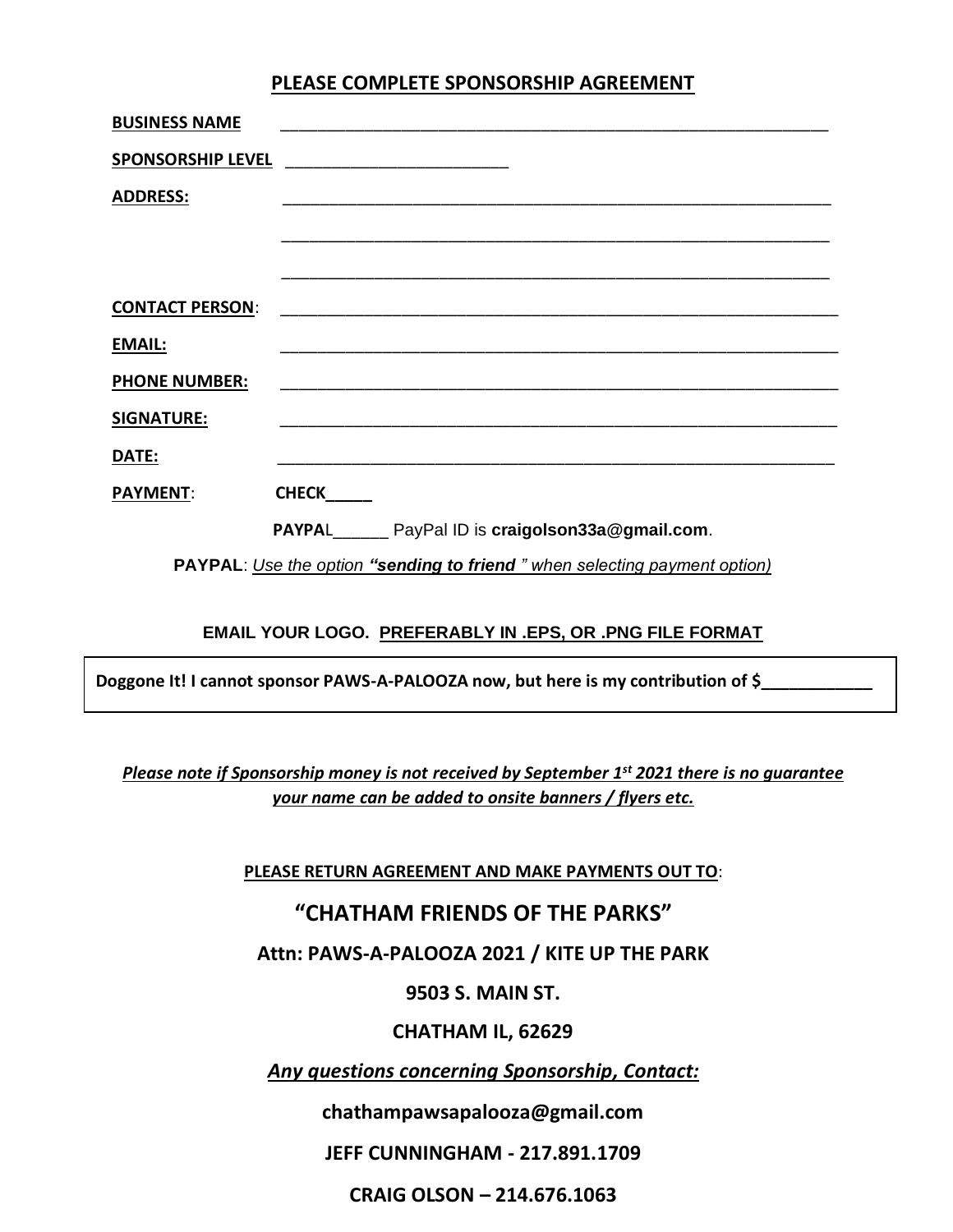## PLEASE COMPLETE SPONSORSHIP AGREEMENT

**BUSINESS NAME** ______________________________________________________________

**SPONSORSHIP LEVEL** _______________________

**ADDRESS:** ______________________________________________________________

______________________________________________________________

______________________________________________________________

**CONTACT PERSON**: ______________________________________________________________

**EMAIL:** ______________________________________________________________

**PHONE NUMBER:** ______________________________________________________________

**SIGNATURE:** ______________________________________________________________

**DATE:** ______________________________________________________________

**PAYMENT**: **CHECK_____**

**PAYPA**L______ PayPal ID is **craigolson33a**@**gmail.com**.

**PAYPAL**: *Use the option **"sending to friend "** when selecting payment option)*

**EMAIL YOUR LOGO. PREFERABLY IN .EPS, OR .PNG FILE FORMAT**

**Doggone It! I cannot sponsor PAWS-A-PALOOZA now, but here is my contribution of $____________**

***Please note if Sponsorship money is not received by September 1st 2021 there is no guarantee your name can be added to onsite banners / flyers etc.***

**PLEASE RETURN AGREEMENT AND MAKE PAYMENTS OUT TO**:

**"CHATHAM FRIENDS OF THE PARKS"**

**Attn: PAWS-A-PALOOZA 2021 / KITE UP THE PARK**

**9503 S. MAIN ST.**

**CHATHAM IL, 62629**

***Any questions concerning Sponsorship, Contact:***

**chathampawsapalooza@gmail.com**

**JEFF CUNNINGHAM - 217.891.1709**

**CRAIG OLSON – 214.676.1063**